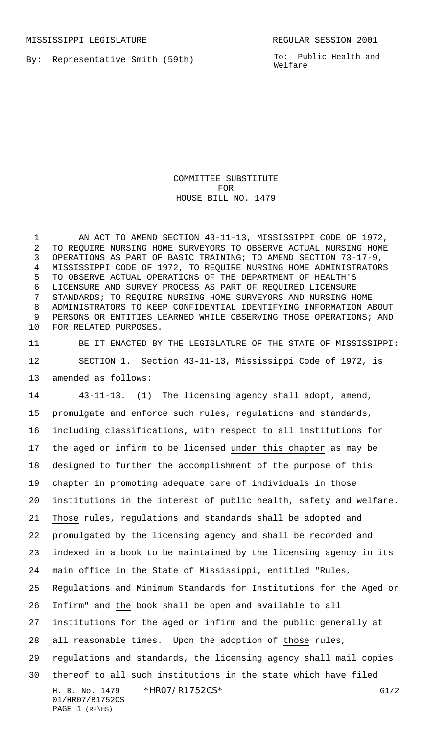MISSISSIPPI LEGISLATURE REGULAR SESSION 2001

By: Representative Smith (59th)

To: Public Health and Welfare

# COMMITTEE SUBSTITUTE FOR HOUSE BILL NO. 1479

AN ACT TO AMEND SECTION 43-11-13, MISSISSIPPI CODE OF 1972, TO REQUIRE NURSING HOME SURVEYORS TO OBSERVE ACTUAL NURSING HOME OPERATIONS AS PART OF BASIC TRAINING; TO AMEND SECTION 73-17-9, MISSISSIPPI CODE OF 1972, TO REQUIRE NURSING HOME ADMINISTRATORS TO OBSERVE ACTUAL OPERATIONS OF THE DEPARTMENT OF HEALTH'S LICENSURE AND SURVEY PROCESS AS PART OF REQUIRED LICENSURE STANDARDS; TO REQUIRE NURSING HOME SURVEYORS AND NURSING HOME ADMINISTRATORS TO KEEP CONFIDENTIAL IDENTIFYING INFORMATION ABOUT PERSONS OR ENTITIES LEARNED WHILE OBSERVING THOSE OPERATIONS; AND FOR RELATED PURPOSES.

BE IT ENACTED BY THE LEGISLATURE OF THE STATE OF MISSISSIPPI:

SECTION 1. Section 43-11-13, Mississippi Code of 1972, is amended as follows:

43-11-13. (1) The licensing agency shall adopt, amend, promulgate and enforce such rules, regulations and standards, including classifications, with respect to all institutions for the aged or infirm to be licensed under this chapter as may be designed to further the accomplishment of the purpose of this chapter in promoting adequate care of individuals in those institutions in the interest of public health, safety and welfare. Those rules, regulations and standards shall be adopted and promulgated by the licensing agency and shall be recorded and indexed in a book to be maintained by the licensing agency in its main office in the State of Mississippi, entitled "Rules, Regulations and Minimum Standards for Institutions for the Aged or Infirm" and the book shall be open and available to all institutions for the aged or infirm and the public generally at all reasonable times. Upon the adoption of those rules, regulations and standards, the licensing agency shall mail copies thereof to all such institutions in the state which have filed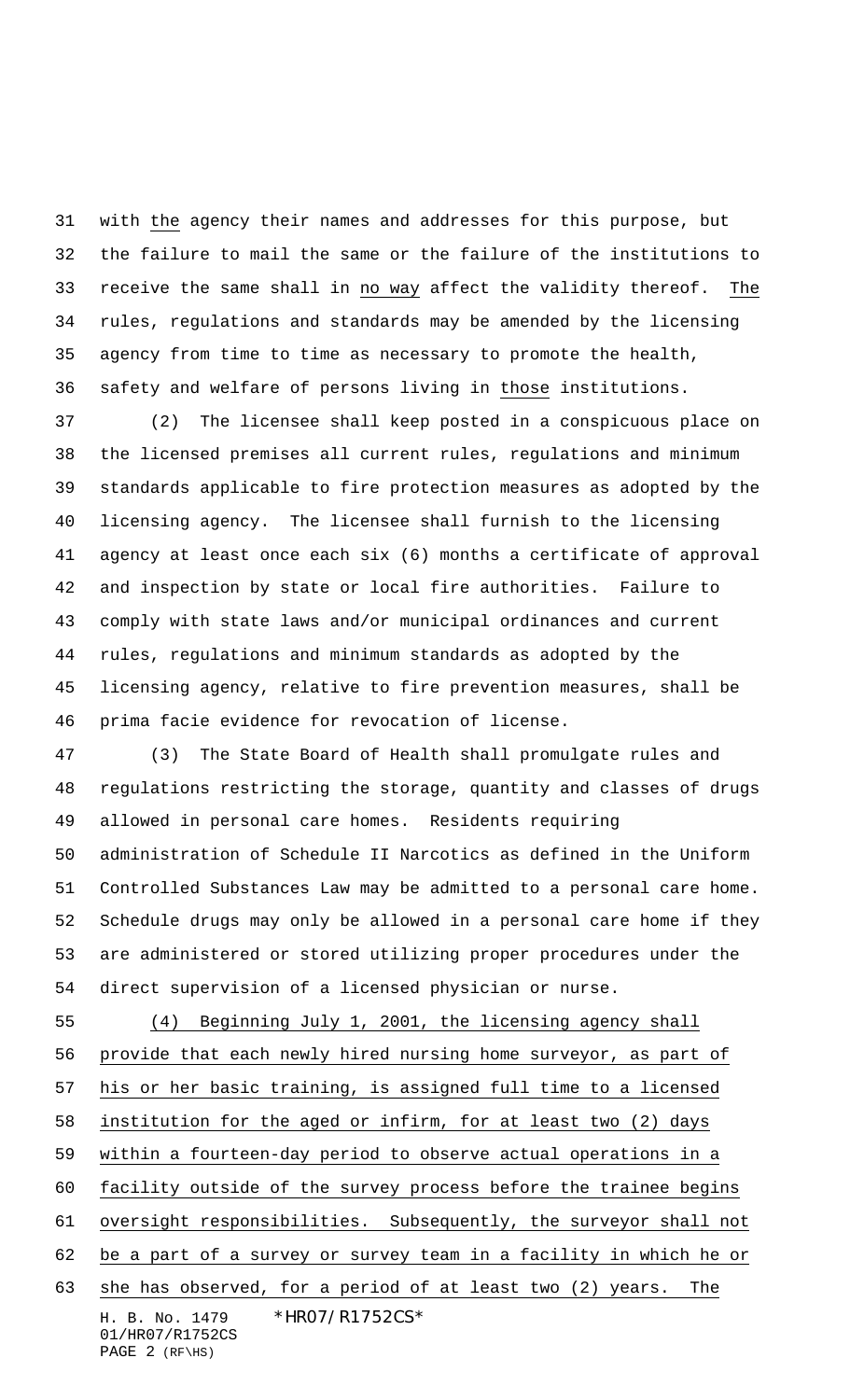with the agency their names and addresses for this purpose, but the failure to mail the same or the failure of the institutions to receive the same shall in no way affect the validity thereof. The rules, regulations and standards may be amended by the licensing agency from time to time as necessary to promote the health, safety and welfare of persons living in those institutions.

(2) The licensee shall keep posted in a conspicuous place on the licensed premises all current rules, regulations and minimum standards applicable to fire protection measures as adopted by the licensing agency. The licensee shall furnish to the licensing agency at least once each six (6) months a certificate of approval and inspection by state or local fire authorities. Failure to comply with state laws and/or municipal ordinances and current rules, regulations and minimum standards as adopted by the licensing agency, relative to fire prevention measures, shall be prima facie evidence for revocation of license.

(3) The State Board of Health shall promulgate rules and regulations restricting the storage, quantity and classes of drugs allowed in personal care homes. Residents requiring administration of Schedule II Narcotics as defined in the Uniform Controlled Substances Law may be admitted to a personal care home. Schedule drugs may only be allowed in a personal care home if they are administered or stored utilizing proper procedures under the direct supervision of a licensed physician or nurse.

(4) Beginning July 1, 2001, the licensing agency shall provide that each newly hired nursing home surveyor, as part of his or her basic training, is assigned full time to a licensed institution for the aged or infirm, for at least two (2) days within a fourteen-day period to observe actual operations in a facility outside of the survey process before the trainee begins oversight responsibilities. Subsequently, the surveyor shall not be a part of a survey or survey team in a facility in which he or she has observed, for a period of at least two (2) years. The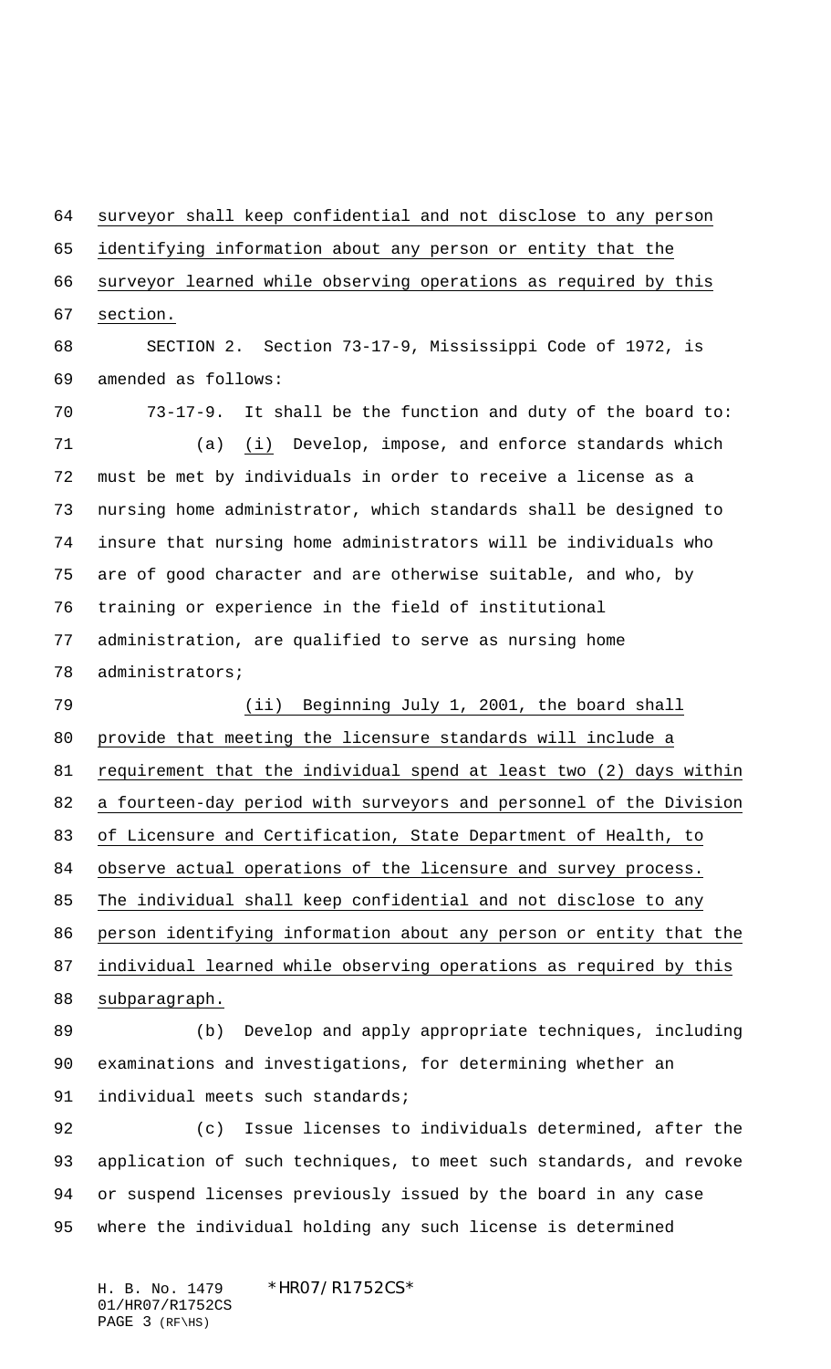surveyor shall keep confidential and not disclose to any person identifying information about any person or entity that the surveyor learned while observing operations as required by this section.

SECTION 2. Section 73-17-9, Mississippi Code of 1972, is amended as follows:

73-17-9. It shall be the function and duty of the board to:

(a) (i) Develop, impose, and enforce standards which must be met by individuals in order to receive a license as a nursing home administrator, which standards shall be designed to insure that nursing home administrators will be individuals who are of good character and are otherwise suitable, and who, by training or experience in the field of institutional administration, are qualified to serve as nursing home administrators;

(ii) Beginning July 1, 2001, the board shall provide that meeting the licensure standards will include a requirement that the individual spend at least two (2) days within a fourteen-day period with surveyors and personnel of the Division of Licensure and Certification, State Department of Health, to observe actual operations of the licensure and survey process. The individual shall keep confidential and not disclose to any person identifying information about any person or entity that the individual learned while observing operations as required by this subparagraph.

(b) Develop and apply appropriate techniques, including examinations and investigations, for determining whether an individual meets such standards;

(c) Issue licenses to individuals determined, after the application of such techniques, to meet such standards, and revoke or suspend licenses previously issued by the board in any case where the individual holding any such license is determined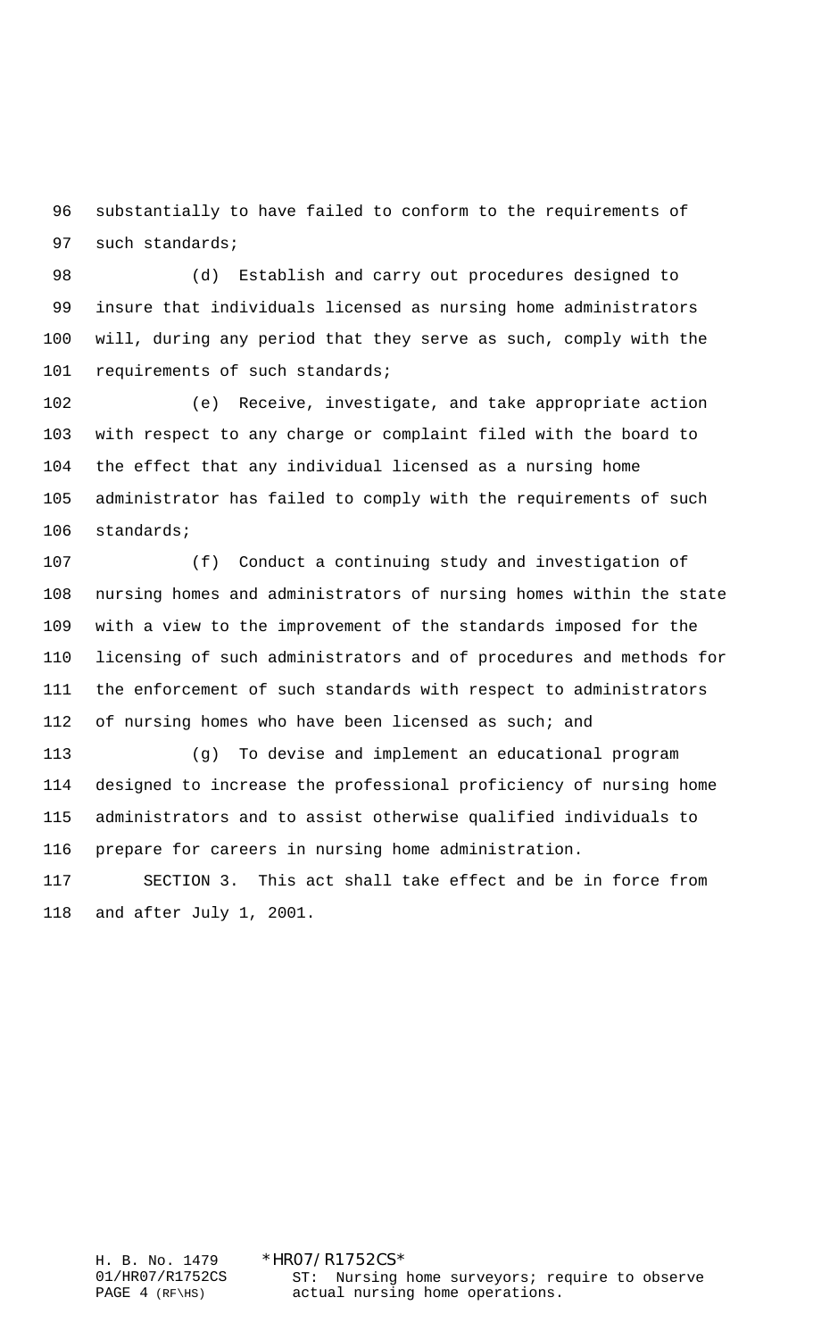substantially to have failed to conform to the requirements of such standards;

(d) Establish and carry out procedures designed to insure that individuals licensed as nursing home administrators will, during any period that they serve as such, comply with the requirements of such standards;

(e) Receive, investigate, and take appropriate action with respect to any charge or complaint filed with the board to the effect that any individual licensed as a nursing home administrator has failed to comply with the requirements of such standards;

(f) Conduct a continuing study and investigation of nursing homes and administrators of nursing homes within the state with a view to the improvement of the standards imposed for the licensing of such administrators and of procedures and methods for the enforcement of such standards with respect to administrators of nursing homes who have been licensed as such; and

(g) To devise and implement an educational program designed to increase the professional proficiency of nursing home administrators and to assist otherwise qualified individuals to prepare for careers in nursing home administration.

SECTION 3. This act shall take effect and be in force from and after July 1, 2001.

ST: Nursing home surveyors; require to observe actual nursing home operations.